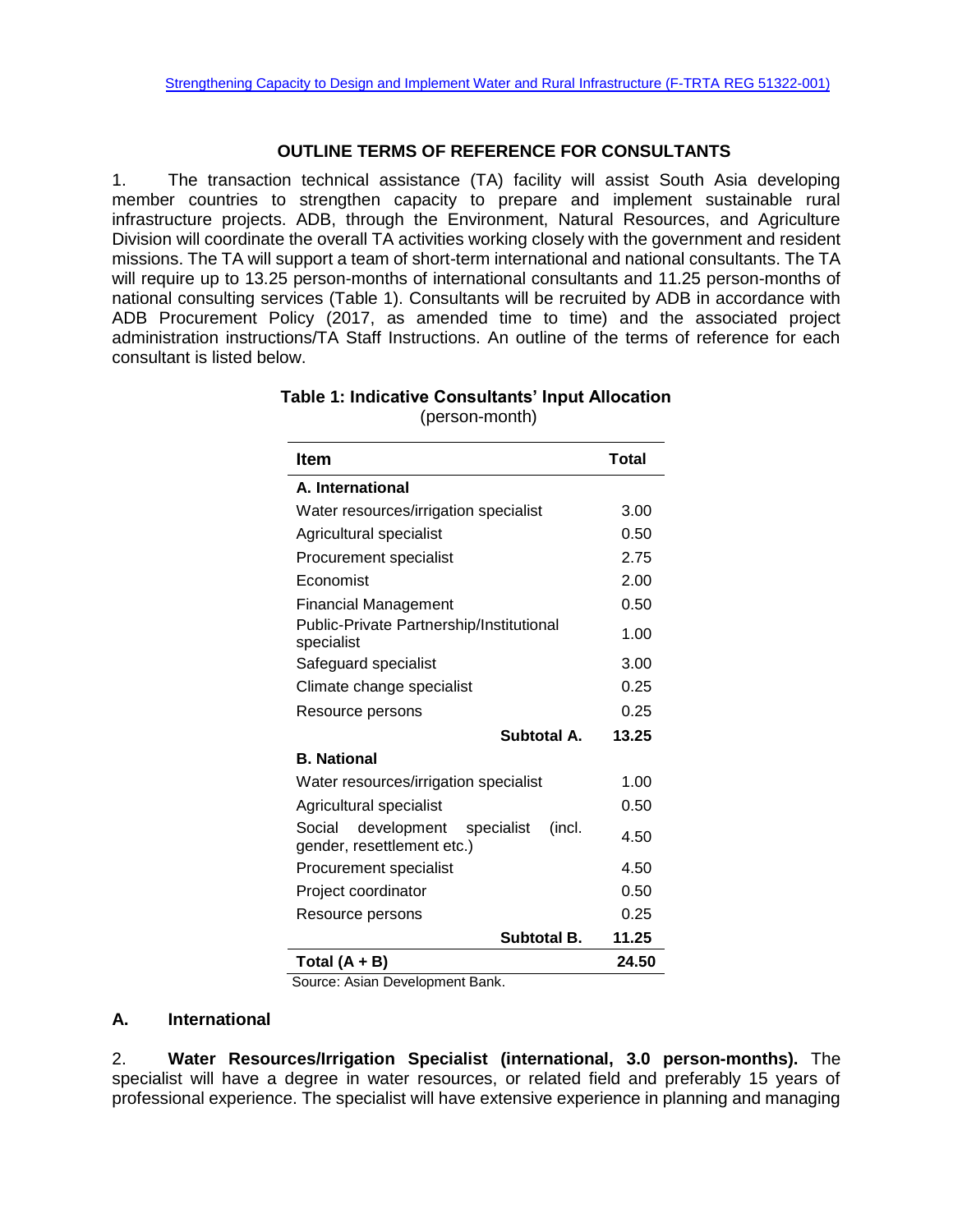Strengthening Capacity to Design and Implement Water and Rural Infrastructure (F-TRTA REG 51322-001)

## OUTLINE TERMS OF REFERENCE FOR CONSULTANTS

1. The transaction technical assistance (TA) facility will assist South Asia developing member countries to strengthen capacity to prepare and implement sustainable rural infrastructure projects. ADB, through the Environment, Natural Resources, and Agriculture Division will coordinate the overall TA activities working closely with the government and resident missions. The TA will support a team of short-term international and national consultants. The TA will require up to 13.25 person-months of international consultants and 11.25 person-months of national consulting services (Table 1). Consultants will be recruited by ADB in accordance with ADB Procurement Policy (2017, as amended time to time) and the associated project administration instructions/TA Staff Instructions. An outline of the terms of reference for each consultant is listed below.

**Table 1: Indicative Consultants' Input Allocation**
(person-month)

| Item | Total |
|---|---|
| **A. International** | |
| Water resources/irrigation specialist | 3.00 |
| Agricultural specialist | 0.50 |
| Procurement specialist | 2.75 |
| Economist | 2.00 |
| Financial Management | 0.50 |
| Public-Private Partnership/Institutional specialist | 1.00 |
| Safeguard specialist | 3.00 |
| Climate change specialist | 0.25 |
| Resource persons | 0.25 |
| **Subtotal A.** | **13.25** |
| **B. National** | |
| Water resources/irrigation specialist | 1.00 |
| Agricultural specialist | 0.50 |
| Social development specialist (incl. gender, resettlement etc.) | 4.50 |
| Procurement specialist | 4.50 |
| Project coordinator | 0.50 |
| Resource persons | 0.25 |
| **Subtotal B.** | **11.25** |
| **Total (A + B)** | **24.50** |

Source: Asian Development Bank.

### A. International

2. **Water Resources/Irrigation Specialist (international, 3.0 person-months).** The specialist will have a degree in water resources, or related field and preferably 15 years of professional experience. The specialist will have extensive experience in planning and managing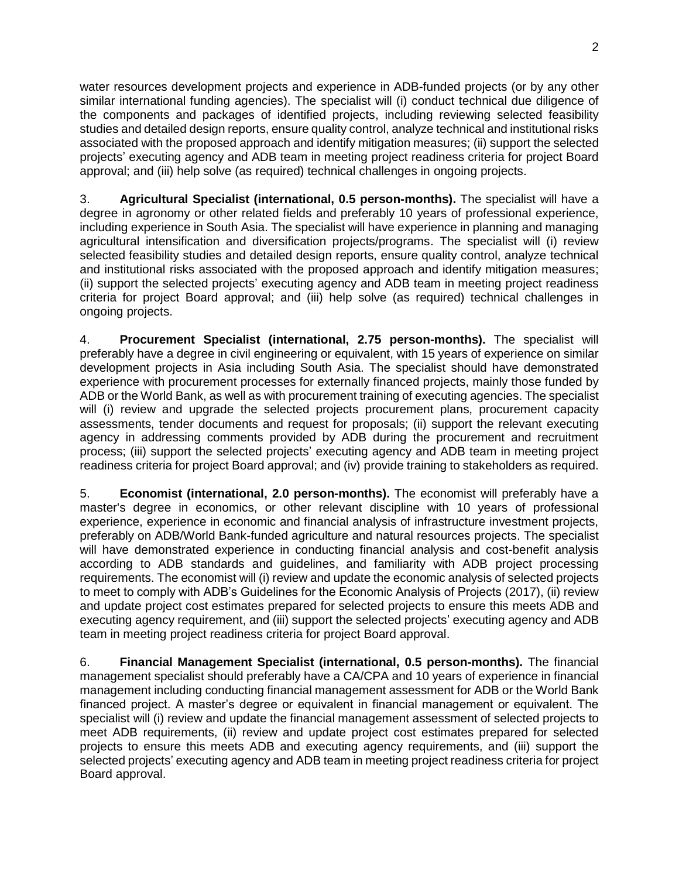water resources development projects and experience in ADB-funded projects (or by any other similar international funding agencies). The specialist will (i) conduct technical due diligence of the components and packages of identified projects, including reviewing selected feasibility studies and detailed design reports, ensure quality control, analyze technical and institutional risks associated with the proposed approach and identify mitigation measures; (ii) support the selected projects' executing agency and ADB team in meeting project readiness criteria for project Board approval; and (iii) help solve (as required) technical challenges in ongoing projects.

3. **Agricultural Specialist (international, 0.5 person-months).** The specialist will have a degree in agronomy or other related fields and preferably 10 years of professional experience, including experience in South Asia. The specialist will have experience in planning and managing agricultural intensification and diversification projects/programs. The specialist will (i) review selected feasibility studies and detailed design reports, ensure quality control, analyze technical and institutional risks associated with the proposed approach and identify mitigation measures; (ii) support the selected projects' executing agency and ADB team in meeting project readiness criteria for project Board approval; and (iii) help solve (as required) technical challenges in ongoing projects.

4. **Procurement Specialist (international, 2.75 person-months).** The specialist will preferably have a degree in civil engineering or equivalent, with 15 years of experience on similar development projects in Asia including South Asia. The specialist should have demonstrated experience with procurement processes for externally financed projects, mainly those funded by ADB or the World Bank, as well as with procurement training of executing agencies. The specialist will (i) review and upgrade the selected projects procurement plans, procurement capacity assessments, tender documents and request for proposals; (ii) support the relevant executing agency in addressing comments provided by ADB during the procurement and recruitment process; (iii) support the selected projects' executing agency and ADB team in meeting project readiness criteria for project Board approval; and (iv) provide training to stakeholders as required.

5. **Economist (international, 2.0 person-months).** The economist will preferably have a master's degree in economics, or other relevant discipline with 10 years of professional experience, experience in economic and financial analysis of infrastructure investment projects, preferably on ADB/World Bank-funded agriculture and natural resources projects. The specialist will have demonstrated experience in conducting financial analysis and cost-benefit analysis according to ADB standards and guidelines, and familiarity with ADB project processing requirements. The economist will (i) review and update the economic analysis of selected projects to meet to comply with ADB's Guidelines for the Economic Analysis of Projects (2017), (ii) review and update project cost estimates prepared for selected projects to ensure this meets ADB and executing agency requirement, and (iii) support the selected projects' executing agency and ADB team in meeting project readiness criteria for project Board approval.

6. **Financial Management Specialist (international, 0.5 person-months).** The financial management specialist should preferably have a CA/CPA and 10 years of experience in financial management including conducting financial management assessment for ADB or the World Bank financed project. A master's degree or equivalent in financial management or equivalent. The specialist will (i) review and update the financial management assessment of selected projects to meet ADB requirements, (ii) review and update project cost estimates prepared for selected projects to ensure this meets ADB and executing agency requirements, and (iii) support the selected projects' executing agency and ADB team in meeting project readiness criteria for project Board approval.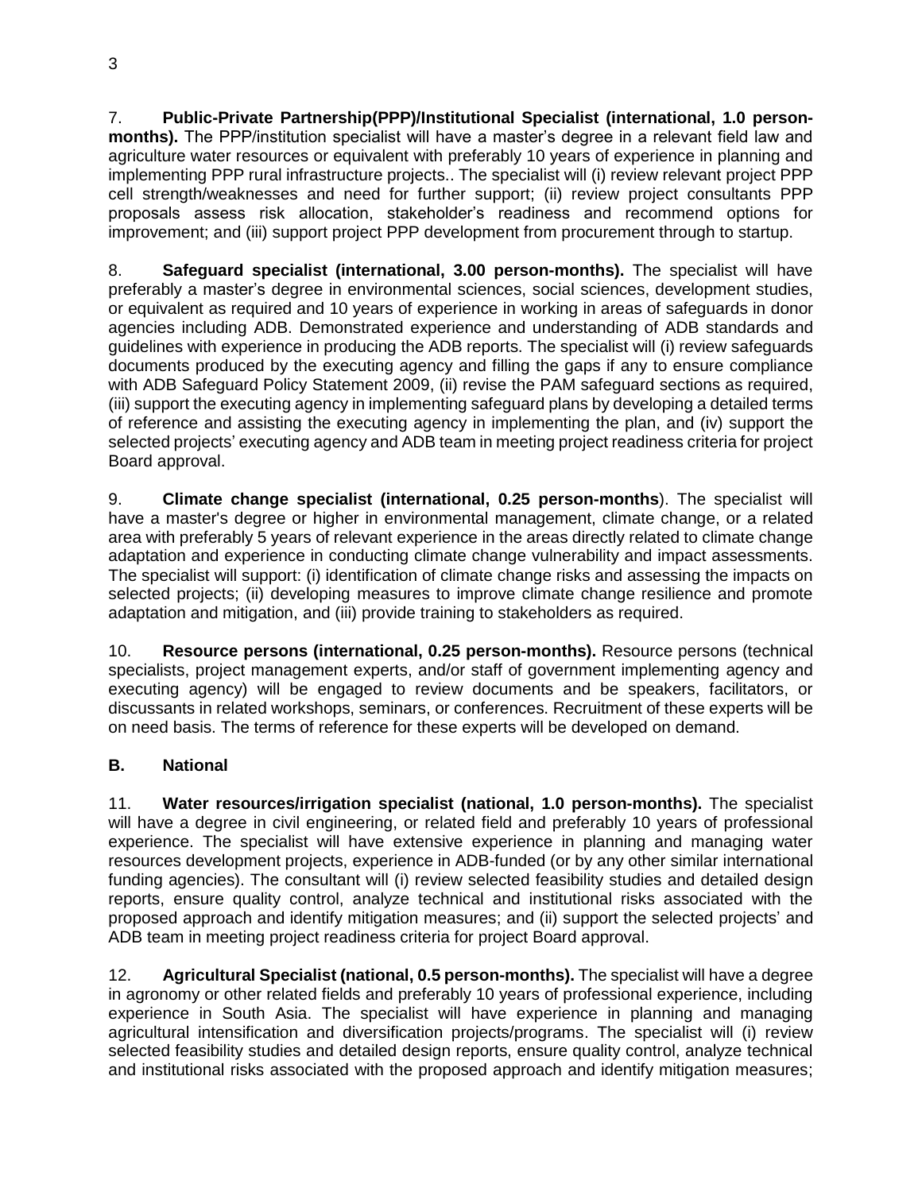7. **Public-Private Partnership(PPP)/Institutional Specialist (international, 1.0 person-months).** The PPP/institution specialist will have a master's degree in a relevant field law and agriculture water resources or equivalent with preferably 10 years of experience in planning and implementing PPP rural infrastructure projects.. The specialist will (i) review relevant project PPP cell strength/weaknesses and need for further support; (ii) review project consultants PPP proposals assess risk allocation, stakeholder's readiness and recommend options for improvement; and (iii) support project PPP development from procurement through to startup.

8. **Safeguard specialist (international, 3.00 person-months).** The specialist will have preferably a master's degree in environmental sciences, social sciences, development studies, or equivalent as required and 10 years of experience in working in areas of safeguards in donor agencies including ADB. Demonstrated experience and understanding of ADB standards and guidelines with experience in producing the ADB reports. The specialist will (i) review safeguards documents produced by the executing agency and filling the gaps if any to ensure compliance with ADB Safeguard Policy Statement 2009, (ii) revise the PAM safeguard sections as required, (iii) support the executing agency in implementing safeguard plans by developing a detailed terms of reference and assisting the executing agency in implementing the plan, and (iv) support the selected projects' executing agency and ADB team in meeting project readiness criteria for project Board approval.

9. **Climate change specialist (international, 0.25 person-months**). The specialist will have a master's degree or higher in environmental management, climate change, or a related area with preferably 5 years of relevant experience in the areas directly related to climate change adaptation and experience in conducting climate change vulnerability and impact assessments. The specialist will support: (i) identification of climate change risks and assessing the impacts on selected projects; (ii) developing measures to improve climate change resilience and promote adaptation and mitigation, and (iii) provide training to stakeholders as required.

10. **Resource persons (international, 0.25 person-months).** Resource persons (technical specialists, project management experts, and/or staff of government implementing agency and executing agency) will be engaged to review documents and be speakers, facilitators, or discussants in related workshops, seminars, or conferences. Recruitment of these experts will be on need basis. The terms of reference for these experts will be developed on demand.

### B. National

11. **Water resources/irrigation specialist (national, 1.0 person-months).** The specialist will have a degree in civil engineering, or related field and preferably 10 years of professional experience. The specialist will have extensive experience in planning and managing water resources development projects, experience in ADB-funded (or by any other similar international funding agencies). The consultant will (i) review selected feasibility studies and detailed design reports, ensure quality control, analyze technical and institutional risks associated with the proposed approach and identify mitigation measures; and (ii) support the selected projects' and ADB team in meeting project readiness criteria for project Board approval.

12. **Agricultural Specialist (national, 0.5 person-months).** The specialist will have a degree in agronomy or other related fields and preferably 10 years of professional experience, including experience in South Asia. The specialist will have experience in planning and managing agricultural intensification and diversification projects/programs. The specialist will (i) review selected feasibility studies and detailed design reports, ensure quality control, analyze technical and institutional risks associated with the proposed approach and identify mitigation measures;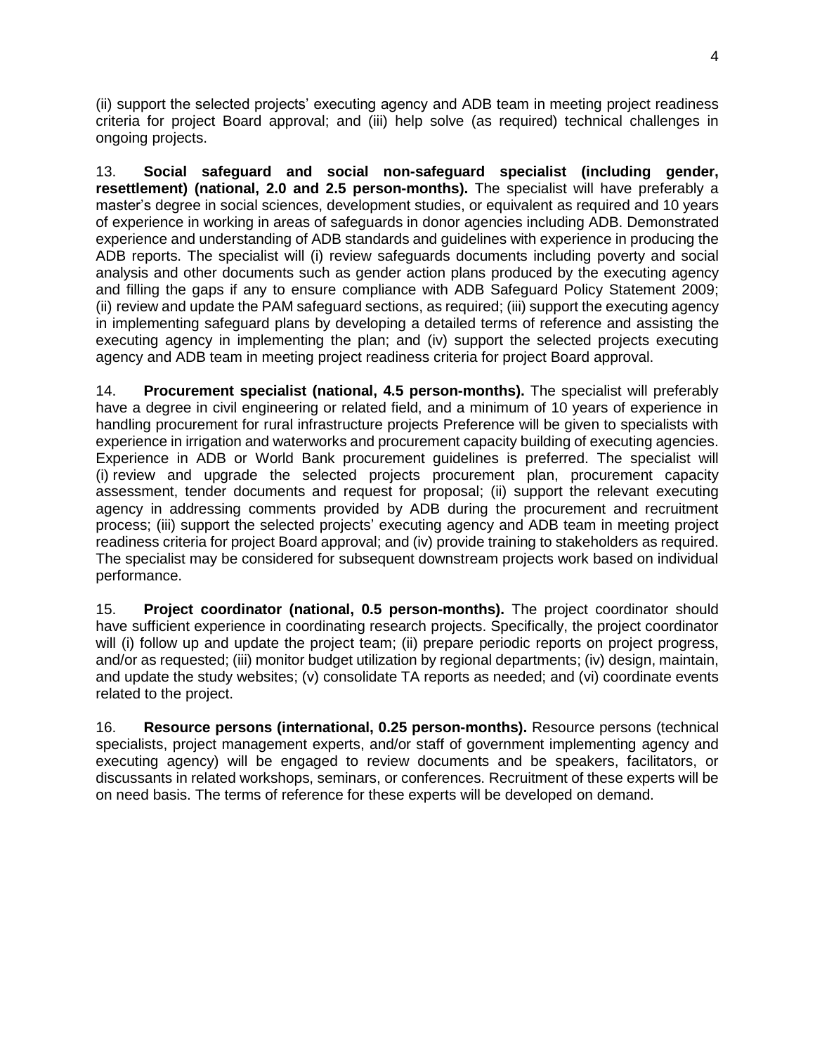(ii) support the selected projects' executing agency and ADB team in meeting project readiness criteria for project Board approval; and (iii) help solve (as required) technical challenges in ongoing projects.

13. **Social safeguard and social non-safeguard specialist (including gender, resettlement) (national, 2.0 and 2.5 person-months).** The specialist will have preferably a master's degree in social sciences, development studies, or equivalent as required and 10 years of experience in working in areas of safeguards in donor agencies including ADB. Demonstrated experience and understanding of ADB standards and guidelines with experience in producing the ADB reports. The specialist will (i) review safeguards documents including poverty and social analysis and other documents such as gender action plans produced by the executing agency and filling the gaps if any to ensure compliance with ADB Safeguard Policy Statement 2009; (ii) review and update the PAM safeguard sections, as required; (iii) support the executing agency in implementing safeguard plans by developing a detailed terms of reference and assisting the executing agency in implementing the plan; and (iv) support the selected projects executing agency and ADB team in meeting project readiness criteria for project Board approval.

14. **Procurement specialist (national, 4.5 person-months).** The specialist will preferably have a degree in civil engineering or related field, and a minimum of 10 years of experience in handling procurement for rural infrastructure projects Preference will be given to specialists with experience in irrigation and waterworks and procurement capacity building of executing agencies. Experience in ADB or World Bank procurement guidelines is preferred. The specialist will (i) review and upgrade the selected projects procurement plan, procurement capacity assessment, tender documents and request for proposal; (ii) support the relevant executing agency in addressing comments provided by ADB during the procurement and recruitment process; (iii) support the selected projects' executing agency and ADB team in meeting project readiness criteria for project Board approval; and (iv) provide training to stakeholders as required. The specialist may be considered for subsequent downstream projects work based on individual performance.

15. **Project coordinator (national, 0.5 person-months).** The project coordinator should have sufficient experience in coordinating research projects. Specifically, the project coordinator will (i) follow up and update the project team; (ii) prepare periodic reports on project progress, and/or as requested; (iii) monitor budget utilization by regional departments; (iv) design, maintain, and update the study websites; (v) consolidate TA reports as needed; and (vi) coordinate events related to the project.

16. **Resource persons (international, 0.25 person-months).** Resource persons (technical specialists, project management experts, and/or staff of government implementing agency and executing agency) will be engaged to review documents and be speakers, facilitators, or discussants in related workshops, seminars, or conferences. Recruitment of these experts will be on need basis. The terms of reference for these experts will be developed on demand.